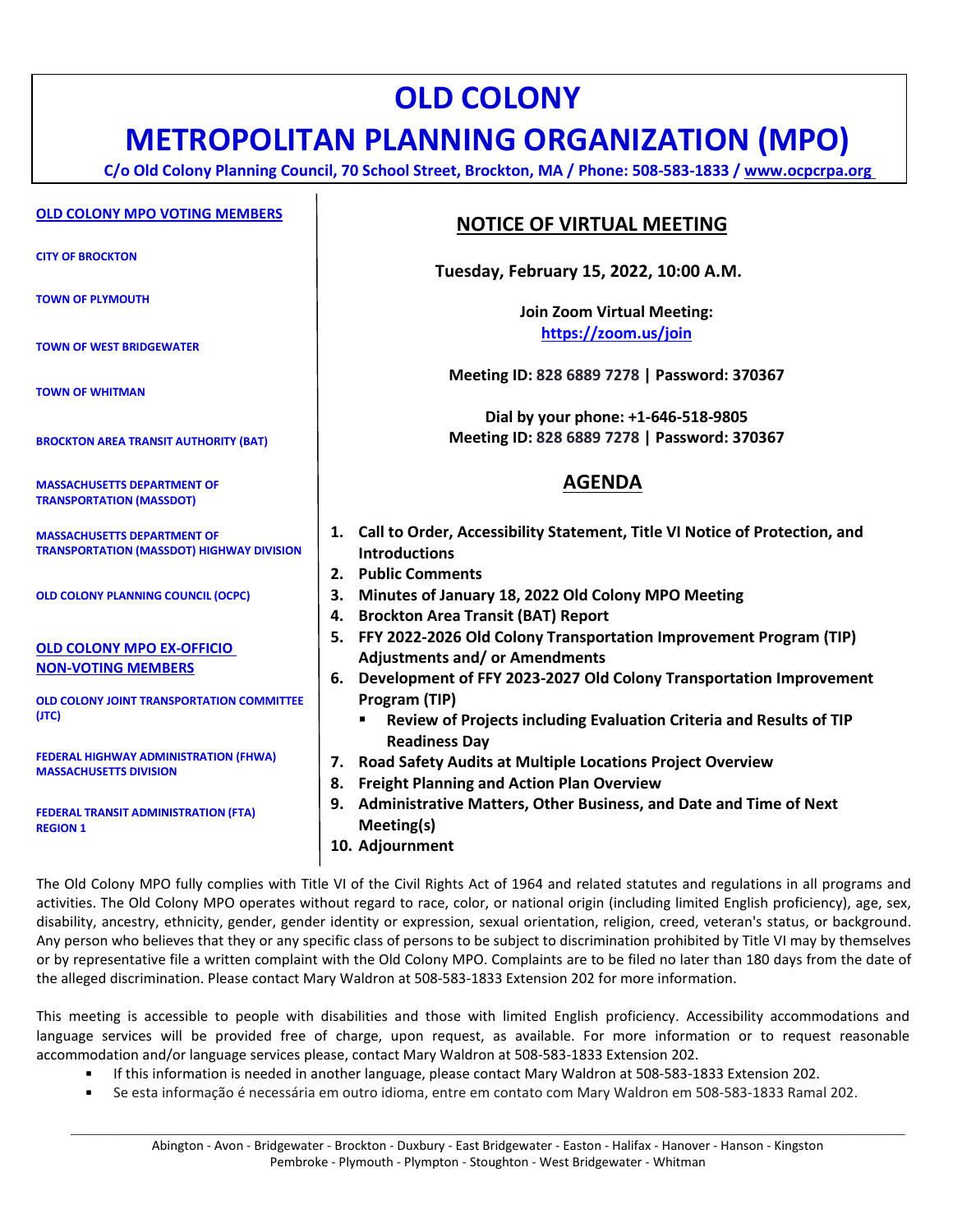# OLD COLONY
# METROPOLITAN PLANNING ORGANIZATION (MPO)

**C/o Old Colony Planning Council, 70 School Street, Brockton, MA / Phone: 508-583-1833 / www.ocpcrpa.org**

**OLD COLONY MPO VOTING MEMBERS**

- CITY OF BROCKTON
- TOWN OF PLYMOUTH
- TOWN OF WEST BRIDGEWATER
- TOWN OF WHITMAN
- BROCKTON AREA TRANSIT AUTHORITY (BAT)
- MASSACHUSETTS DEPARTMENT OF TRANSPORTATION (MASSDOT)
- MASSACHUSETTS DEPARTMENT OF TRANSPORTATION (MASSDOT) HIGHWAY DIVISION
- OLD COLONY PLANNING COUNCIL (OCPC)

**OLD COLONY MPO EX-OFFICIO NON-VOTING MEMBERS**

- OLD COLONY JOINT TRANSPORTATION COMMITTEE (JTC)
- FEDERAL HIGHWAY ADMINISTRATION (FHWA) MASSACHUSETTS DIVISION
- FEDERAL TRANSIT ADMINISTRATION (FTA) REGION 1

## NOTICE OF VIRTUAL MEETING

**Tuesday, February 15, 2022, 10:00 A.M.**

**Join Zoom Virtual Meeting:**
**https://zoom.us/join**

**Meeting ID: 828 6889 7278 | Password: 370367**

**Dial by your phone: +1-646-518-9805**
**Meeting ID: 828 6889 7278 | Password: 370367**

## AGENDA

1. **Call to Order, Accessibility Statement, Title VI Notice of Protection, and Introductions**
2. **Public Comments**
3. **Minutes of January 18, 2022 Old Colony MPO Meeting**
4. **Brockton Area Transit (BAT) Report**
5. **FFY 2022-2026 Old Colony Transportation Improvement Program (TIP) Adjustments and/ or Amendments**
6. **Development of FFY 2023-2027 Old Colony Transportation Improvement Program (TIP)**
   - **Review of Projects including Evaluation Criteria and Results of TIP Readiness Day**
7. **Road Safety Audits at Multiple Locations Project Overview**
8. **Freight Planning and Action Plan Overview**
9. **Administrative Matters, Other Business, and Date and Time of Next Meeting(s)**
10. **Adjournment**

The Old Colony MPO fully complies with Title VI of the Civil Rights Act of 1964 and related statutes and regulations in all programs and activities. The Old Colony MPO operates without regard to race, color, or national origin (including limited English proficiency), age, sex, disability, ancestry, ethnicity, gender, gender identity or expression, sexual orientation, religion, creed, veteran's status, or background. Any person who believes that they or any specific class of persons to be subject to discrimination prohibited by Title VI may by themselves or by representative file a written complaint with the Old Colony MPO. Complaints are to be filed no later than 180 days from the date of the alleged discrimination. Please contact Mary Waldron at 508-583-1833 Extension 202 for more information.

This meeting is accessible to people with disabilities and those with limited English proficiency. Accessibility accommodations and language services will be provided free of charge, upon request, as available. For more information or to request reasonable accommodation and/or language services please, contact Mary Waldron at 508-583-1833 Extension 202.

- If this information is needed in another language, please contact Mary Waldron at 508-583-1833 Extension 202.
- Se esta informação é necessária em outro idioma, entre em contato com Mary Waldron em 508-583-1833 Ramal 202.

Abington - Avon - Bridgewater - Brockton - Duxbury - East Bridgewater - Easton - Halifax - Hanover - Hanson - Kingston
Pembroke - Plymouth - Plympton - Stoughton - West Bridgewater - Whitman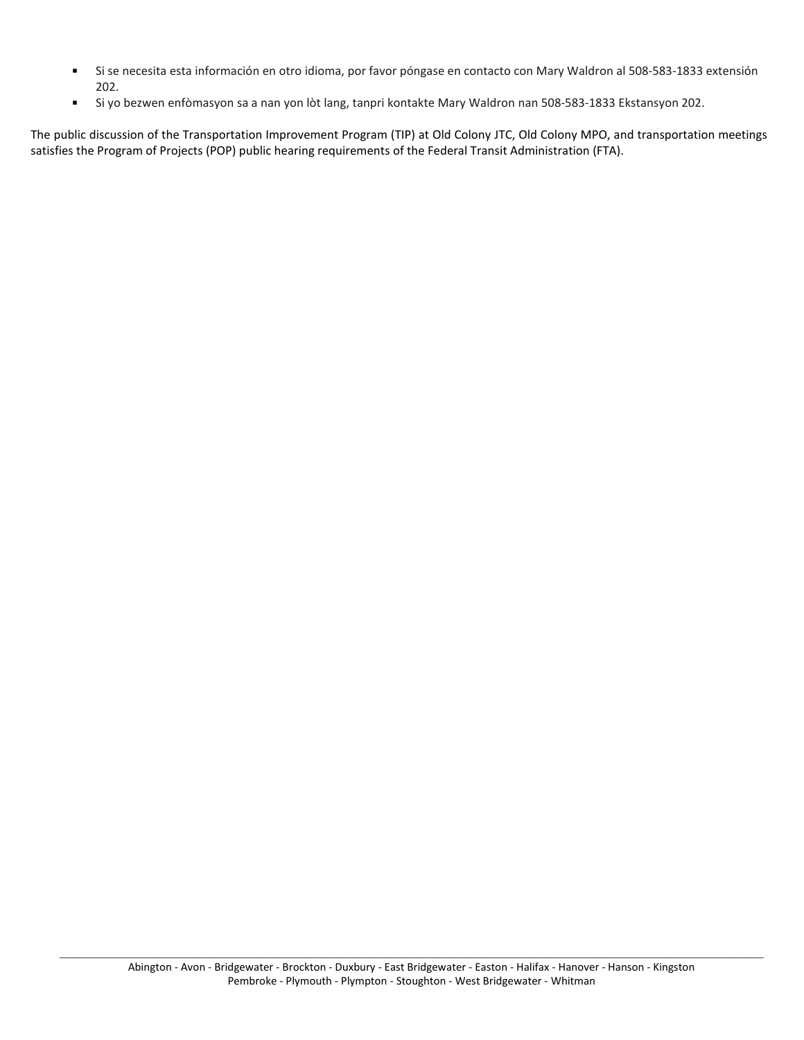- Si se necesita esta información en otro idioma, por favor póngase en contacto con Mary Waldron al 508-583-1833 extensión 202.
- Si yo bezwen enfòmasyon sa a nan yon lòt lang, tanpri kontakte Mary Waldron nan 508-583-1833 Ekstansyon 202.

The public discussion of the Transportation Improvement Program (TIP) at Old Colony JTC, Old Colony MPO, and transportation meetings satisfies the Program of Projects (POP) public hearing requirements of the Federal Transit Administration (FTA).